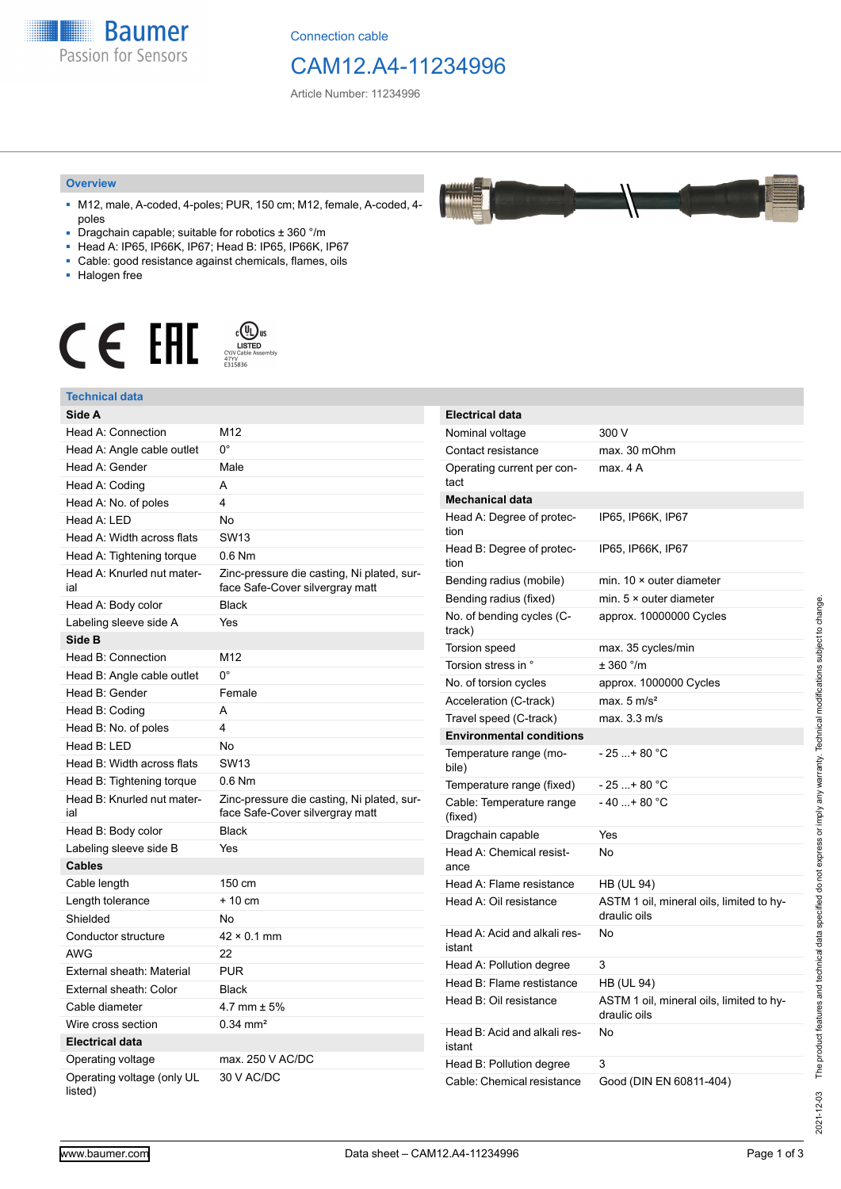Connection cable

# CAM12.A4-11234996

Article Number: 11234996

## Overview

- M12, male, A-coded, 4-poles; PUR, 150 cm; M12, female, A-coded, 4-poles
- Dragchain capable; suitable for robotics ± 360 °/m
- Head A: IP65, IP66K, IP67; Head B: IP65, IP66K, IP67
- Cable: good resistance against chemicals, flames, oils
- Halogen free

## Technical data

| **Side A** | |
|---|---|
| Head A: Connection | M12 |
| Head A: Angle cable outlet | 0° |
| Head A: Gender | Male |
| Head A: Coding | A |
| Head A: No. of poles | 4 |
| Head A: LED | No |
| Head A: Width across flats | SW13 |
| Head A: Tightening torque | 0.6 Nm |
| Head A: Knurled nut material | Zinc-pressure die casting, Ni plated, surface Safe-Cover silvergray matt |
| Head A: Body color | Black |
| Labeling sleeve side A | Yes |
| **Side B** | |
| Head B: Connection | M12 |
| Head B: Angle cable outlet | 0° |
| Head B: Gender | Female |
| Head B: Coding | A |
| Head B: No. of poles | 4 |
| Head B: LED | No |
| Head B: Width across flats | SW13 |
| Head B: Tightening torque | 0.6 Nm |
| Head B: Knurled nut material | Zinc-pressure die casting, Ni plated, surface Safe-Cover silvergray matt |
| Head B: Body color | Black |
| Labeling sleeve side B | Yes |
| **Cables** | |
| Cable length | 150 cm |
| Length tolerance | + 10 cm |
| Shielded | No |
| Conductor structure | 42 × 0.1 mm |
| AWG | 22 |
| External sheath: Material | PUR |
| External sheath: Color | Black |
| Cable diameter | 4.7 mm ± 5% |
| Wire cross section | 0.34 mm² |
| **Electrical data** | |
| Operating voltage | max. 250 V AC/DC |
| Operating voltage (only UL listed) | 30 V AC/DC |

| **Electrical data** | |
|---|---|
| Nominal voltage | 300 V |
| Contact resistance | max. 30 mOhm |
| Operating current per contact | max. 4 A |
| **Mechanical data** | |
| Head A: Degree of protection | IP65, IP66K, IP67 |
| Head B: Degree of protection | IP65, IP66K, IP67 |
| Bending radius (mobile) | min. 10 × outer diameter |
| Bending radius (fixed) | min. 5 × outer diameter |
| No. of bending cycles (C-track) | approx. 10000000 Cycles |
| Torsion speed | max. 35 cycles/min |
| Torsion stress in ° | ± 360 °/m |
| No. of torsion cycles | approx. 1000000 Cycles |
| Acceleration (C-track) | max. 5 m/s² |
| Travel speed (C-track) | max. 3.3 m/s |
| **Environmental conditions** | |
| Temperature range (mobile) | - 25 ...+ 80 °C |
| Temperature range (fixed) | - 25 ...+ 80 °C |
| Cable: Temperature range (fixed) | - 40 ...+ 80 °C |
| Dragchain capable | Yes |
| Head A: Chemical resistance | No |
| Head A: Flame resistance | HB (UL 94) |
| Head A: Oil resistance | ASTM 1 oil, mineral oils, limited to hydraulic oils |
| Head A: Acid and alkali resistant | No |
| Head A: Pollution degree | 3 |
| Head B: Flame resistance | HB (UL 94) |
| Head B: Oil resistance | ASTM 1 oil, mineral oils, limited to hydraulic oils |
| Head B: Acid and alkali resistant | No |
| Head B: Pollution degree | 3 |
| Cable: Chemical resistance | Good (DIN EN 60811-404) |

2021-12-03 The product features and technical data specified do not express or imply any warranty. Technical modifications subject to change.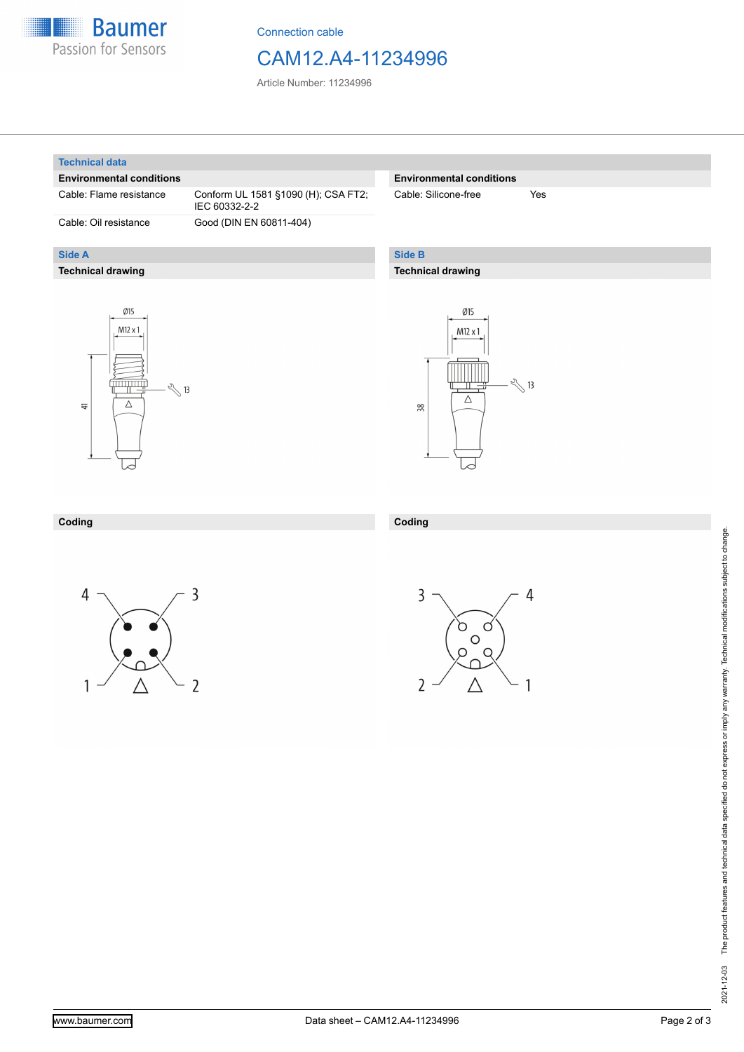Connection cable

# CAM12.A4-11234996

Article Number: 11234996

## Technical data

### Environmental conditions

| | |
|---|---|
| Cable: Flame resistance | Conform UL 1581 §1090 (H); CSA FT2; IEC 60332-2-2 |
| Cable: Oil resistance | Good (DIN EN 60811-404) |

### Environmental conditions

| | |
|---|---|
| Cable: Silicone-free | Yes |

## Side A

### Technical drawing

Ø15

M12 x 1

13

41

### Coding

4 3 1 2

## Side B

### Technical drawing

Ø15

M12 x 1

13

38

### Coding

3 4 2 1

2021-12-03 The product features and technical data specified do not express or imply any warranty. Technical modifications subject to change.

www.baumer.com

Data sheet – CAM12.A4-11234996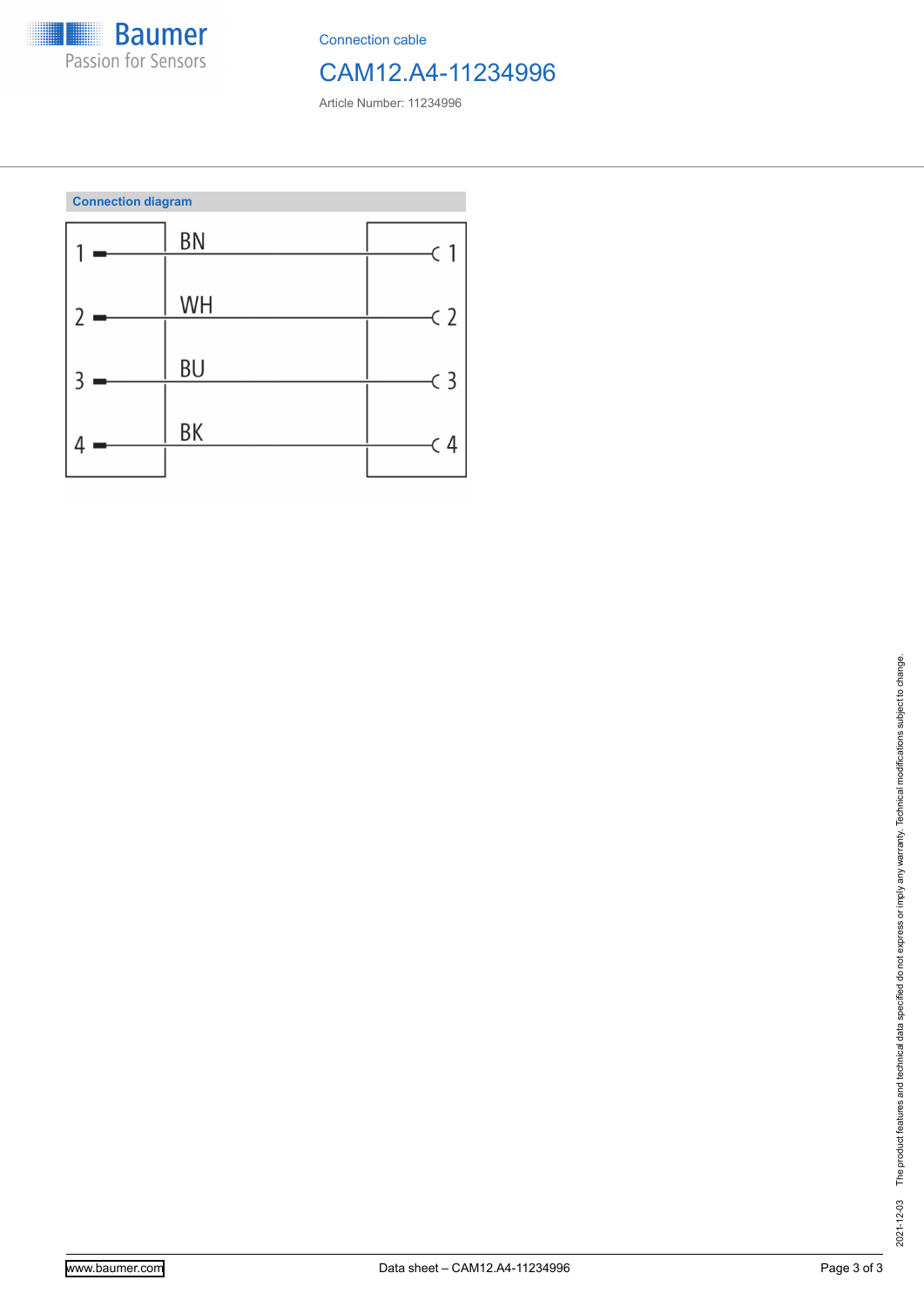Connection cable

# CAM12.A4-11234996

Article Number: 11234996

## Connection diagram

1 BN 1

2 WH 2

3 BU 3

4 BK 4

2021-12-03 The product features and technical data specified do not express or imply any warranty. Technical modifications subject to change.